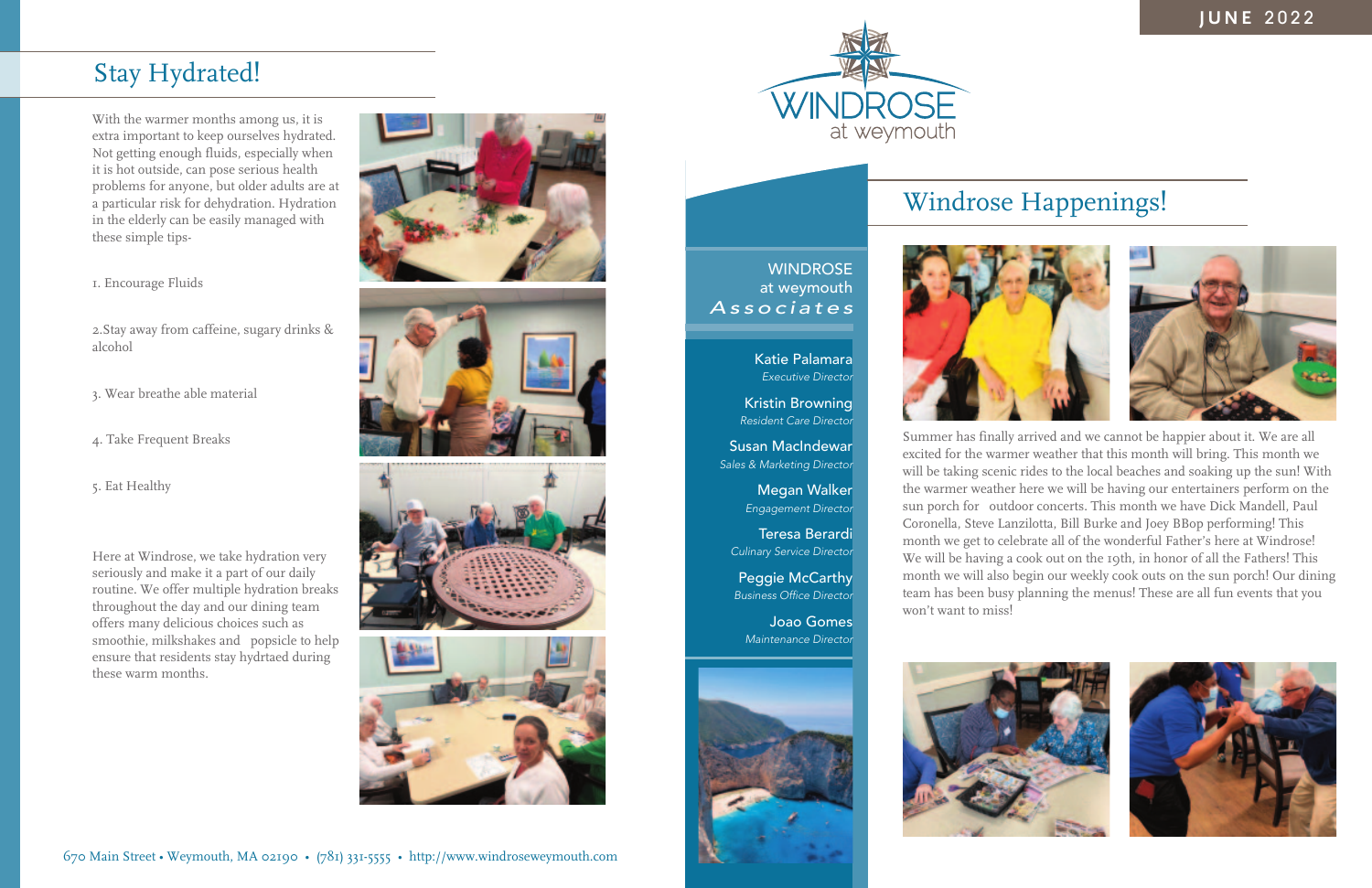# Stay Hydrated!

With the warmer months among us, it is extra important to keep ourselves hydrated. Not getting enough fluids, especially when it is hot outside, can pose serious health problems for anyone, but older adults are at a particular risk for dehydration. Hydration in the elderly can be easily managed with these simple tips-

1. Encourage Fluids

2.Stay away from caffeine, sugary drinks & alcohol

3. Wear breathe able material

4. Take Frequent Breaks

5. Eat Healthy

Here at Windrose, we take hydration very seriously and make it a part of our daily routine. We offer multiple hydration breaks throughout the day and our dining team offers many delicious choices such as smoothie, milkshakes and popsicle to help ensure that residents stay hydrtaed during these warm months.

670 Main Street • Weymouth, MA 02190 • (781) 331-5555 • http://www.windroseweymouth.com

JUNE 2022

WINDROSE at weymouth

## WINDROSE at weymouth *Associates*

**Katie Palamara**
*Executive Director*

**Kristin Browning**
*Resident Care Director*

**Susan MacIndewar**
*Sales & Marketing Director*

**Megan Walker**
*Engagement Director*

**Teresa Berardi**
*Culinary Service Director*

**Peggie McCarthy**
*Business Office Director*

**Joao Gomes**
*Maintenance Director*

# Windrose Happenings!

Summer has finally arrived and we cannot be happier about it. We are all excited for the warmer weather that this month will bring. This month we will be taking scenic rides to the local beaches and soaking up the sun! With the warmer weather here we will be having our entertainers perform on the sun porch for outdoor concerts. This month we have Dick Mandell, Paul Coronella, Steve Lanzilotta, Bill Burke and Joey BBop performing! This month we get to celebrate all of the wonderful Father's here at Windrose! We will be having a cook out on the 19th, in honor of all the Fathers! This month we will also begin our weekly cook outs on the sun porch! Our dining team has been busy planning the menus! These are all fun events that you won't want to miss!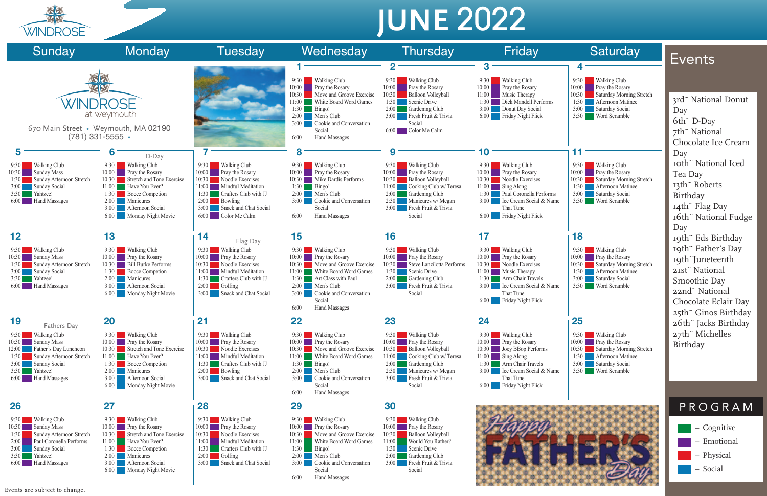# JUNE 2022

WINDROSE at weymouth

670 Main Street • Weymouth, MA 02190
(781) 331-5555

| Sunday | Monday | Tuesday | Wednesday | Thursday | Friday | Saturday |
|---|---|---|---|---|---|---|
| | | | **1**<br>9:30 Walking Club<br>10:00 Pray the Rosary<br>10:30 Move and Groove Exercise<br>11:00 White Board Word Games<br>1:30 Bingo!<br>2:00 Men's Club<br>3:00 Cookie and Conversation Social<br>6:00 Hand Massages | **2**<br>9:30 Walking Club<br>10:00 Pray the Rosary<br>10:30 Balloon Volleyball<br>1:30 Scenic Drive<br>2:00 Gardening Club<br>3:00 Fresh Fruit & Trivia Social<br>6:00 Color Me Calm | **3**<br>9:30 Walking Club<br>10:00 Pray the Rosary<br>11:00 Music Therapy<br>1:30 Dick Mandell Performs<br>3:00 Donut Day Social<br>6:00 Friday Night Flick | **4**<br>9:30 Walking Club<br>10:00 Pray the Rosary<br>10:30 Saturday Morning Stretch<br>1:30 Afternoon Matinee<br>3:00 Saturday Social<br>3:30 Word Scramble |
| **5**<br>9:30 Walking Club<br>10:30 Sunday Mass<br>1:30 Sunday Afternoon Stretch<br>3:00 Sunday Social<br>3:30 Yahtzee!<br>6:00 Hand Massages | **6** D-Day<br>9:30 Walking Club<br>10:00 Pray the Rosary<br>10:30 Stretch and Tone Exercise<br>11:00 Have You Ever?<br>1:30 Bocce Competion<br>2:00 Manicures<br>3:00 Afternoon Social<br>6:00 Monday Night Movie | **7**<br>9:30 Walking Club<br>10:00 Pray the Rosary<br>10:30 Noodle Exercises<br>11:00 Mindful Meditation<br>1:30 Crafters Club with JJ<br>2:00 Bowling<br>3:00 Snack and Chat Social<br>6:00 Color Me Calm | **8**<br>9:30 Walking Club<br>10:00 Pray the Rosary<br>10:30 Mike Dardis Performs<br>1:30 Bingo!<br>2:00 Men's Club<br>3:00 Cookie and Conversation Social<br>6:00 Hand Massages | **9**<br>9:30 Walking Club<br>10:00 Pray the Rosary<br>10:30 Balloon Volleyball<br>11:00 Cooking Club w/ Teresa<br>2:00 Gardening Club<br>2:30 Manicures w/ Megan<br>3:00 Fresh Fruit & Trivia Social | **10**<br>9:30 Walking Club<br>10:00 Pray the Rosary<br>10:30 Noodle Exercises<br>11:00 Sing Along<br>1:30 Paul Coronella Performs<br>3:00 Ice Cream Social & Name That Tune<br>6:00 Friday Night Flick | **11**<br>9:30 Walking Club<br>10:00 Pray the Rosary<br>10:30 Saturday Morning Stretch<br>1:30 Afternoon Matinee<br>3:00 Saturday Social<br>3:30 Word Scramble |
| **12**<br>9:30 Walking Club<br>10:30 Sunday Mass<br>1:30 Sunday Afternoon Stretch<br>3:00 Sunday Social<br>3:30 Yahtzee!<br>6:00 Hand Massages | **13**<br>9:30 Walking Club<br>10:00 Pray the Rosary<br>10:30 Bill Burke Performs<br>1:30 Bocce Competion<br>2:00 Manicures<br>3:00 Afternoon Social<br>6:00 Monday Night Movie | **14** Flag Day<br>9:30 Walking Club<br>10:00 Pray the Rosary<br>10:30 Noodle Exercises<br>11:00 Mindful Meditation<br>1:30 Crafters Club with JJ<br>2:00 Golfing<br>3:00 Snack and Chat Social | **15**<br>9:30 Walking Club<br>10:00 Pray the Rosary<br>10:30 Move and Groove Exercise<br>11:00 White Board Word Games<br>1:30 Art Class with Paul<br>2:00 Men's Club<br>3:00 Cookie and Conversation Social<br>6:00 Hand Massages | **16**<br>9:30 Walking Club<br>10:00 Pray the Rosary<br>10:30 Steve Lanzilotta Performs<br>1:30 Scenic Drive<br>2:00 Gardening Club<br>3:00 Fresh Fruit & Trivia Social | **17**<br>9:30 Walking Club<br>10:00 Pray the Rosary<br>10:30 Noodle Exercises<br>11:00 Music Therapy<br>1:30 Arm Chair Travels<br>3:00 Ice Cream Social & Name That Tune<br>6:00 Friday Night Flick | **18**<br>9:30 Walking Club<br>10:00 Pray the Rosary<br>10:30 Saturday Morning Stretch<br>1:30 Afternoon Matinee<br>3:00 Saturday Social<br>3:30 Word Scramble |
| **19** Fathers Day<br>9:30 Walking Club<br>10:30 Sunday Mass<br>12:00 Father's Day Luncheon<br>1:30 Sunday Afternoon Stretch<br>3:00 Sunday Social<br>3:30 Yahtzee!<br>6:00 Hand Massages | **20**<br>9:30 Walking Club<br>10:00 Pray the Rosary<br>10:30 Stretch and Tone Exercise<br>11:00 Have You Ever?<br>1:30 Bocce Competion<br>2:00 Manicures<br>3:00 Afternoon Social<br>6:00 Monday Night Movie | **21**<br>9:30 Walking Club<br>10:00 Pray the Rosary<br>10:30 Noodle Exercises<br>11:00 Mindful Meditation<br>1:30 Crafters Club with JJ<br>2:00 Bowling<br>3:00 Snack and Chat Social | **22**<br>9:30 Walking Club<br>10:00 Pray the Rosary<br>10:30 Move and Groove Exercise<br>11:00 White Board Word Games<br>1:30 Bingo!<br>2:00 Men's Club<br>3:00 Cookie and Conversation Social<br>6:00 Hand Massages | **23**<br>9:30 Walking Club<br>10:00 Pray the Rosary<br>10:30 Balloon Volleyball<br>11:00 Cooking Club w/ Teresa<br>2:00 Gardening Club<br>2:30 Manicures w/ Megan<br>3:00 Fresh Fruit & Trivia Social | **24**<br>9:30 Walking Club<br>10:00 Pray the Rosary<br>10:30 Joey BBop Performs<br>11:00 Sing Along<br>1:30 Arm Chair Travels<br>3:00 Ice Cream Social & Name That Tune<br>6:00 Friday Night Flick | **25**<br>9:30 Walking Club<br>10:00 Pray the Rosary<br>10:30 Saturday Morning Stretch<br>1:30 Afternoon Matinee<br>3:00 Saturday Social<br>3:30 Word Scramble |
| **26**<br>9:30 Walking Club<br>10:30 Sunday Mass<br>1:30 Sunday Afternoon Stretch<br>2:00 Paul Coronella Performs<br>3:00 Sunday Social<br>3:30 Yahtzee!<br>6:00 Hand Massages | **27**<br>9:30 Walking Club<br>10:00 Pray the Rosary<br>10:30 Stretch and Tone Exercise<br>11:00 Have You Ever?<br>1:30 Bocce Competion<br>2:00 Manicures<br>3:00 Afternoon Social<br>6:00 Monday Night Movie | **28**<br>9:30 Walking Club<br>10:00 Pray the Rosary<br>10:30 Noodle Exercises<br>11:00 Mindful Meditation<br>1:30 Crafters Club with JJ<br>2:00 Golfing<br>3:00 Snack and Chat Social | **29**<br>9:30 Walking Club<br>10:00 Pray the Rosary<br>10:30 Move and Groove Exercise<br>11:00 White Board Word Games<br>1:30 Bingo!<br>2:00 Men's Club<br>3:00 Cookie and Conversation Social<br>6:00 Hand Massages | **30**<br>9:30 Walking Club<br>10:00 Pray the Rosary<br>10:30 Balloon Volleyball<br>11:00 Would You Rather?<br>1:30 Scenic Drive<br>2:00 Gardening Club<br>3:00 Fresh Fruit & Trivia Social | Happy FATHER'S Day | |

## Events

- 3rd~ National Donut Day
- 6th~ D-Day
- 7th~ National Chocolate Ice Cream Day
- 10th~ National Iced Tea Day
- 13th~ Roberts Birthday
- 14th~ Flag Day
- 16th~ National Fudge Day
- 19th~ Eds Birthday
- 19th~ Father's Day
- 19th~Juneteenth
- 21st~ National Smoothie Day
- 22nd~ National Chocolate Eclair Day
- 25th~ Ginos Birthday
- 26th~ Jacks Birthday
- 27th~ Michelles Birthday

## PROGRAM

- Cognitive
- Emotional
- Physical
- Social

Events are subject to change.